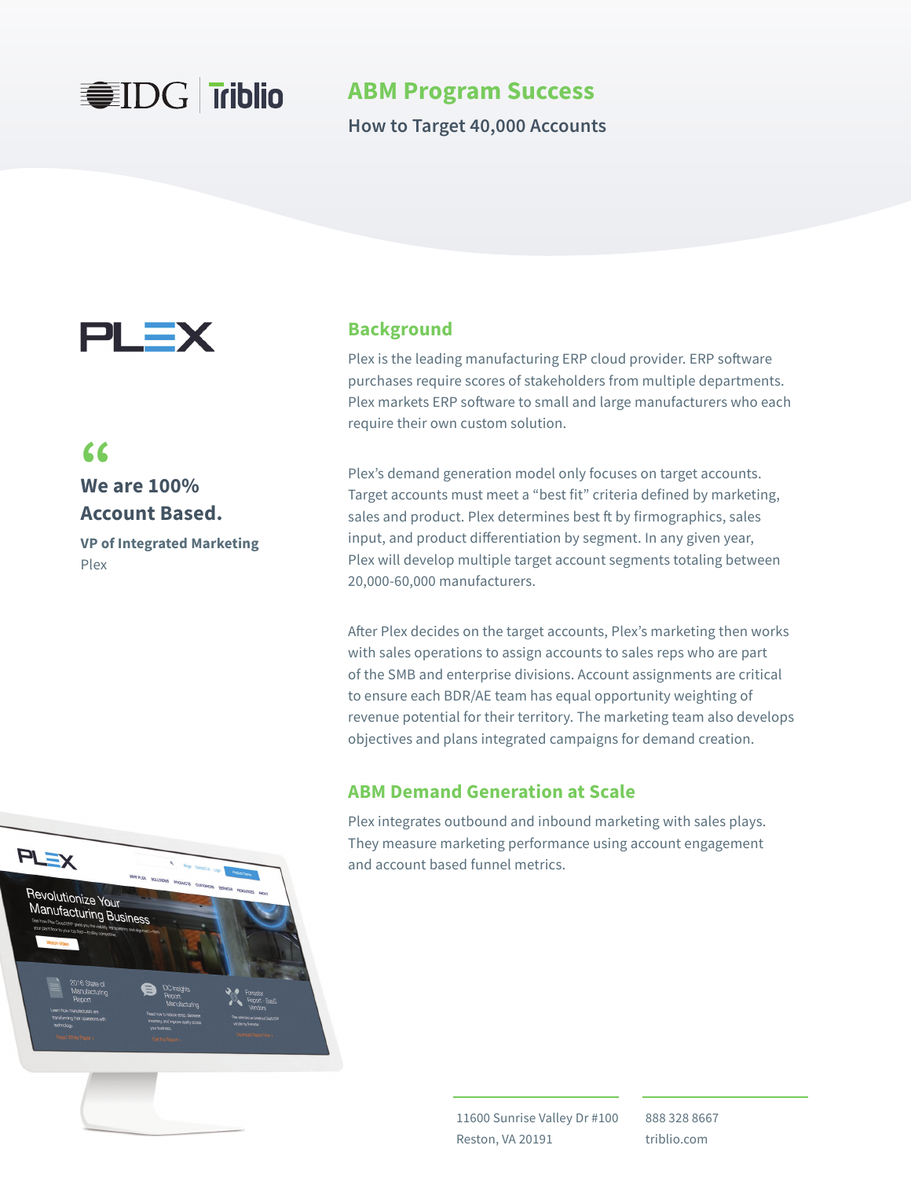# ABM Program Success

How to Target 40,000 Accounts

> “We are 100% Account Based.”
>
> **VP of Integrated Marketing**
> Plex

## Background

Plex is the leading manufacturing ERP cloud provider. ERP software purchases require scores of stakeholders from multiple departments. Plex markets ERP software to small and large manufacturers who each require their own custom solution.

Plex’s demand generation model only focuses on target accounts. Target accounts must meet a “best fit” criteria defined by marketing, sales and product. Plex determines best ft by firmographics, sales input, and product differentiation by segment. In any given year, Plex will develop multiple target account segments totaling between 20,000-60,000 manufacturers.

After Plex decides on the target accounts, Plex’s marketing then works with sales operations to assign accounts to sales reps who are part of the SMB and enterprise divisions. Account assignments are critical to ensure each BDR/AE team has equal opportunity weighting of revenue potential for their territory. The marketing team also develops objectives and plans integrated campaigns for demand creation.

## ABM Demand Generation at Scale

Plex integrates outbound and inbound marketing with sales plays. They measure marketing performance using account engagement and account based funnel metrics.

11600 Sunrise Valley Dr #100
Reston, VA 20191

888 328 8667
triblio.com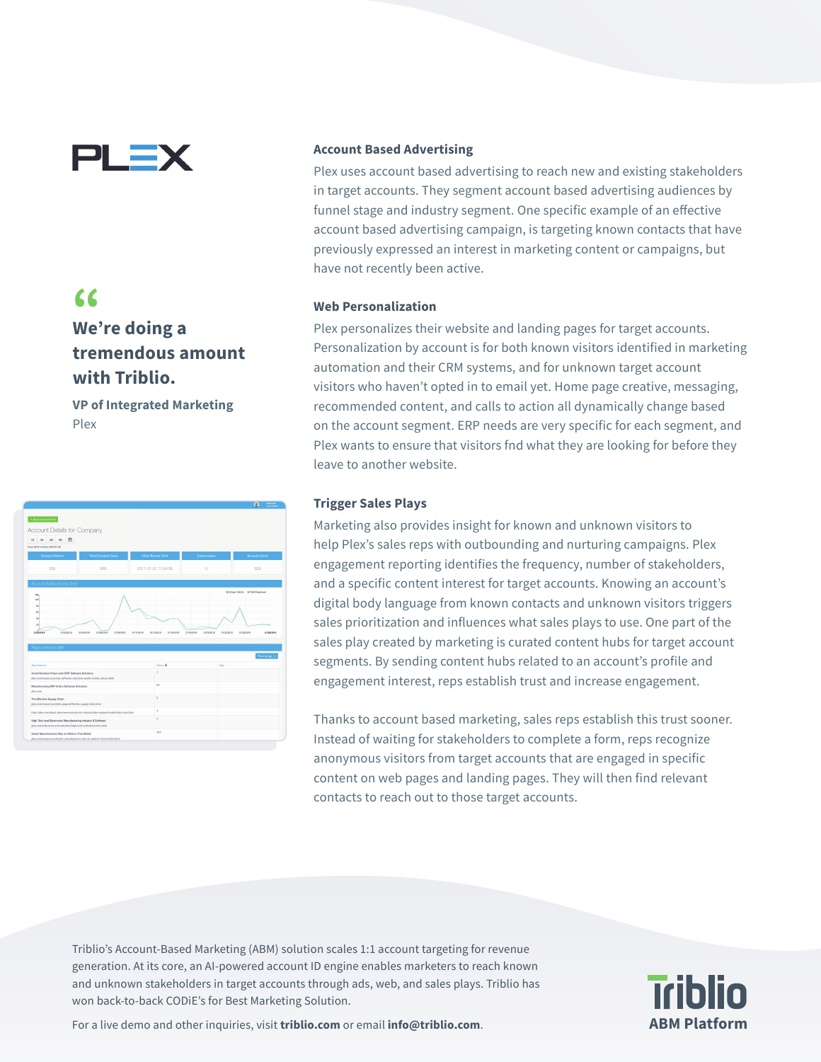PLEX

“

**We’re doing a tremendous amount with Triblio.**

**VP of Integrated Marketing**
Plex

### Account Based Advertising

Plex uses account based advertising to reach new and existing stakeholders in target accounts. They segment account based advertising audiences by funnel stage and industry segment. One specific example of an effective account based advertising campaign, is targeting known contacts that have previously expressed an interest in marketing content or campaigns, but have not recently been active.

### Web Personalization

Plex personalizes their website and landing pages for target accounts. Personalization by account is for both known visitors identified in marketing automation and their CRM systems, and for unknown target account visitors who haven’t opted in to email yet. Home page creative, messaging, recommended content, and calls to action all dynamically change based on the account segment. ERP needs are very specific for each segment, and Plex wants to ensure that visitors fnd what they are looking for before they leave to another website.

### Trigger Sales Plays

Marketing also provides insight for known and unknown visitors to help Plex’s sales reps with outbounding and nurturing campaigns. Plex engagement reporting identifies the frequency, number of stakeholders, and a specific content interest for target accounts. Knowing an account’s digital body language from known contacts and unknown visitors triggers sales prioritization and influences what sales plays to use. One part of the sales play created by marketing is curated content hubs for target account segments. By sending content hubs related to an account’s profile and engagement interest, reps establish trust and increase engagement.

Thanks to account based marketing, sales reps establish this trust sooner. Instead of waiting for stakeholders to complete a form, reps recognize anonymous visitors from target accounts that are engaged in specific content on web pages and landing pages. They will then find relevant contacts to reach out to those target accounts.

Triblio’s Account-Based Marketing (ABM) solution scales 1:1 account targeting for revenue generation. At its core, an AI-powered account ID engine enables marketers to reach known and unknown stakeholders in target accounts through ads, web, and sales plays. Triblio has won back-to-back CODiE’s for Best Marketing Solution.

For a live demo and other inquiries, visit **triblio.com** or email **info@triblio.com**.

triblio
**ABM Platform**